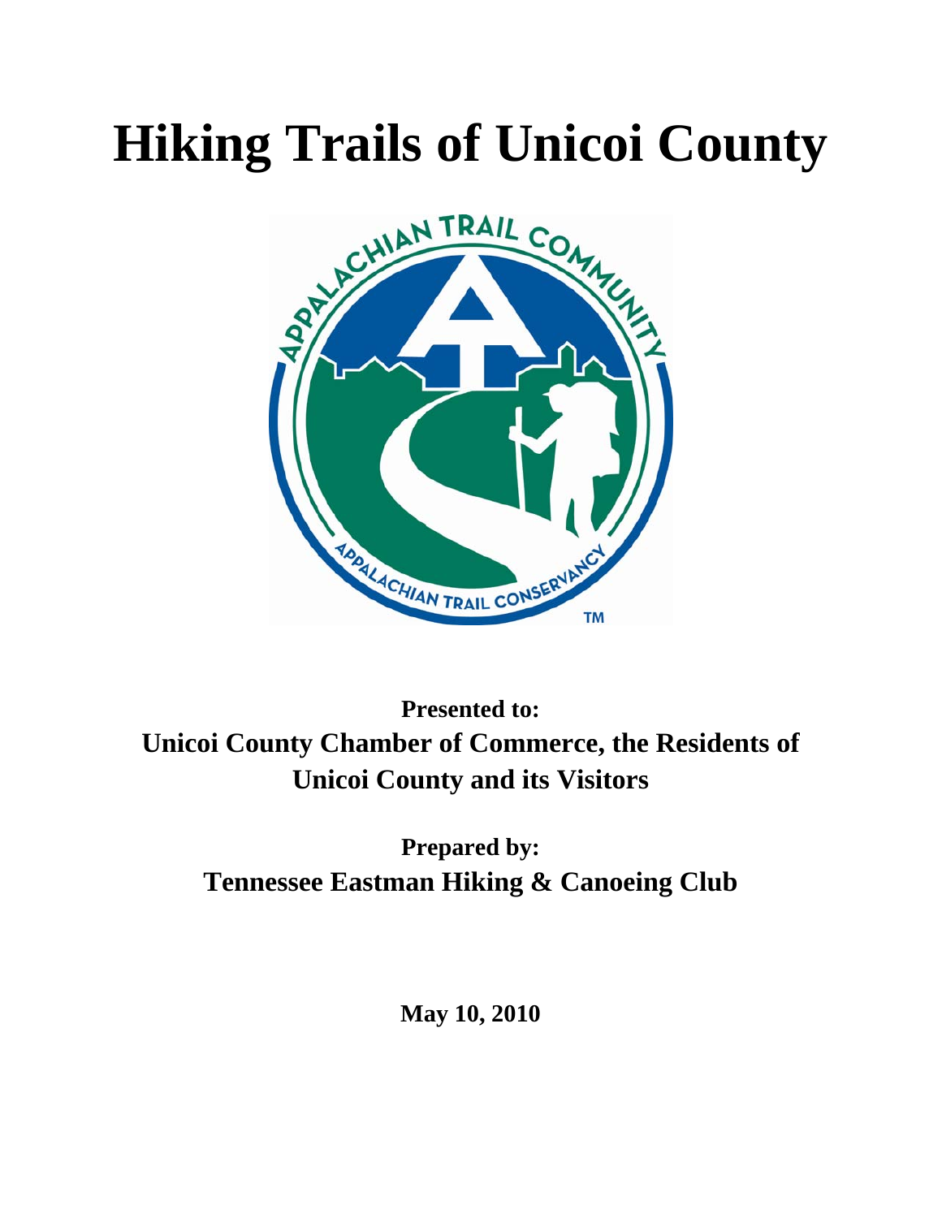# Hiking Trails of Unicoi County

**Presented to:**
**Unicoi County Chamber of Commerce, the Residents of Unicoi County and its Visitors**

**Prepared by:**
**Tennessee Eastman Hiking & Canoeing Club**

**May 10, 2010**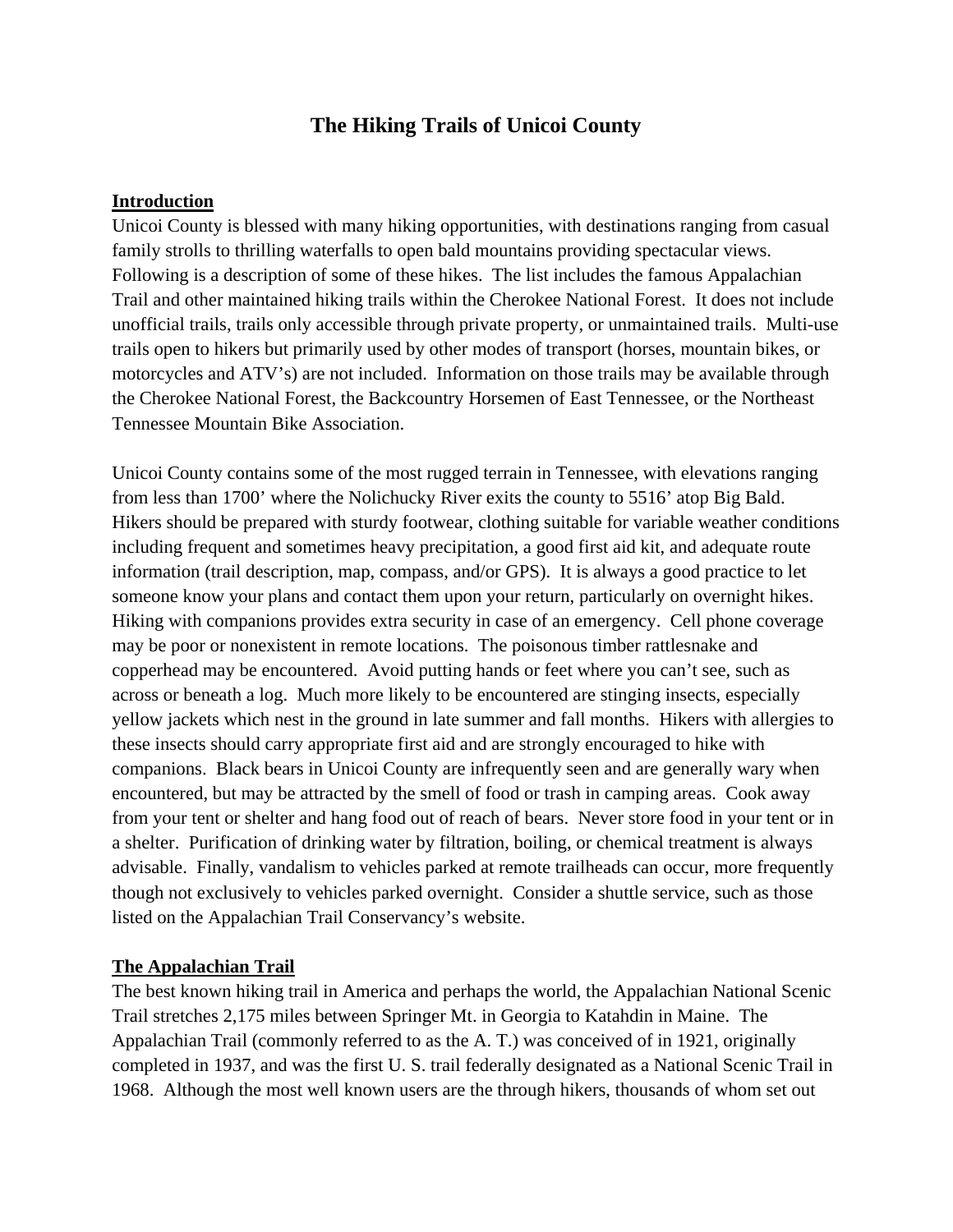# The Hiking Trails of Unicoi County

## Introduction

Unicoi County is blessed with many hiking opportunities, with destinations ranging from casual family strolls to thrilling waterfalls to open bald mountains providing spectacular views. Following is a description of some of these hikes. The list includes the famous Appalachian Trail and other maintained hiking trails within the Cherokee National Forest. It does not include unofficial trails, trails only accessible through private property, or unmaintained trails. Multi-use trails open to hikers but primarily used by other modes of transport (horses, mountain bikes, or motorcycles and ATV's) are not included. Information on those trails may be available through the Cherokee National Forest, the Backcountry Horsemen of East Tennessee, or the Northeast Tennessee Mountain Bike Association.

Unicoi County contains some of the most rugged terrain in Tennessee, with elevations ranging from less than 1700' where the Nolichucky River exits the county to 5516' atop Big Bald. Hikers should be prepared with sturdy footwear, clothing suitable for variable weather conditions including frequent and sometimes heavy precipitation, a good first aid kit, and adequate route information (trail description, map, compass, and/or GPS). It is always a good practice to let someone know your plans and contact them upon your return, particularly on overnight hikes. Hiking with companions provides extra security in case of an emergency. Cell phone coverage may be poor or nonexistent in remote locations. The poisonous timber rattlesnake and copperhead may be encountered. Avoid putting hands or feet where you can't see, such as across or beneath a log. Much more likely to be encountered are stinging insects, especially yellow jackets which nest in the ground in late summer and fall months. Hikers with allergies to these insects should carry appropriate first aid and are strongly encouraged to hike with companions. Black bears in Unicoi County are infrequently seen and are generally wary when encountered, but may be attracted by the smell of food or trash in camping areas. Cook away from your tent or shelter and hang food out of reach of bears. Never store food in your tent or in a shelter. Purification of drinking water by filtration, boiling, or chemical treatment is always advisable. Finally, vandalism to vehicles parked at remote trailheads can occur, more frequently though not exclusively to vehicles parked overnight. Consider a shuttle service, such as those listed on the Appalachian Trail Conservancy's website.

## The Appalachian Trail

The best known hiking trail in America and perhaps the world, the Appalachian National Scenic Trail stretches 2,175 miles between Springer Mt. in Georgia to Katahdin in Maine. The Appalachian Trail (commonly referred to as the A. T.) was conceived of in 1921, originally completed in 1937, and was the first U. S. trail federally designated as a National Scenic Trail in 1968. Although the most well known users are the through hikers, thousands of whom set out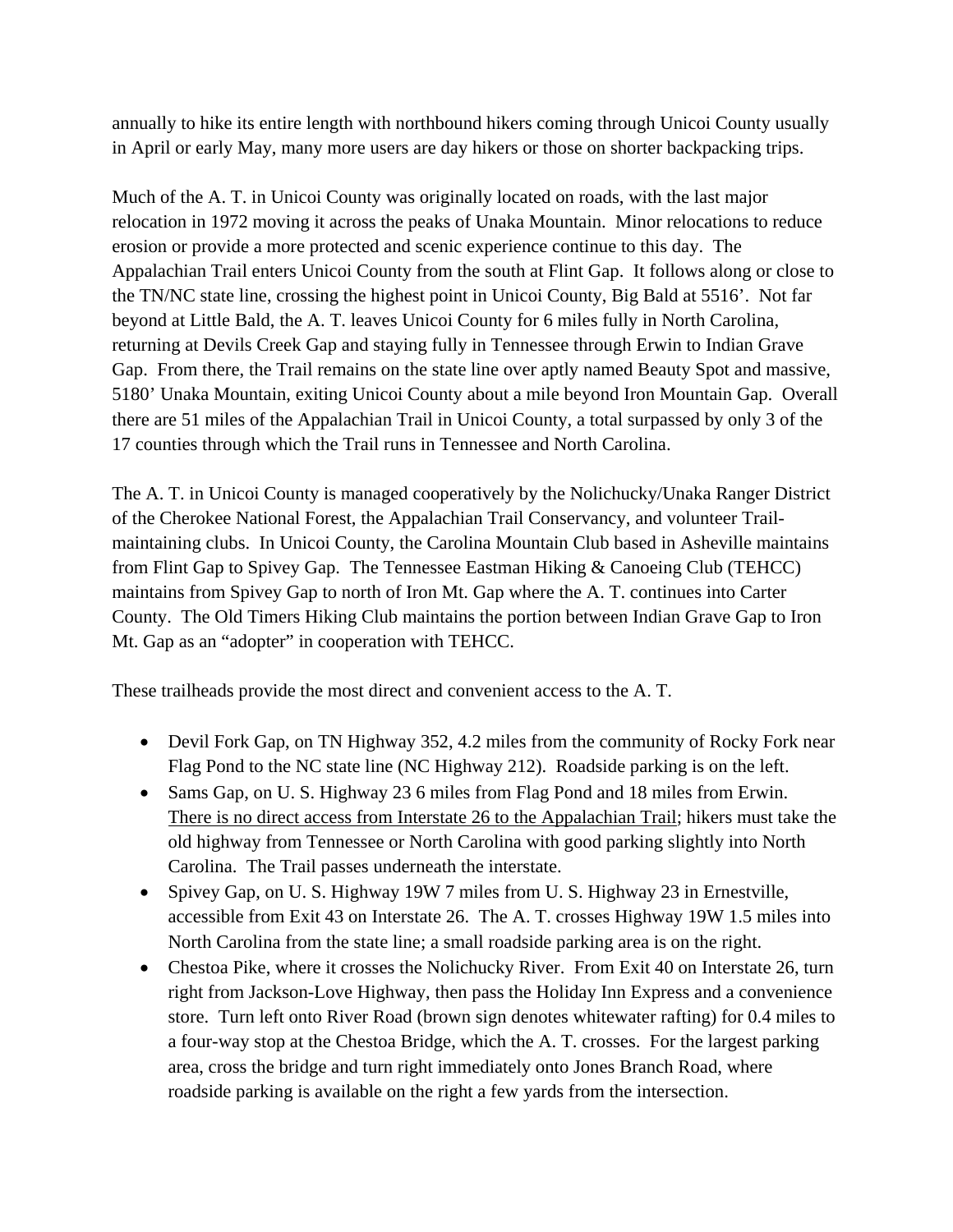annually to hike its entire length with northbound hikers coming through Unicoi County usually in April or early May, many more users are day hikers or those on shorter backpacking trips.

Much of the A. T. in Unicoi County was originally located on roads, with the last major relocation in 1972 moving it across the peaks of Unaka Mountain. Minor relocations to reduce erosion or provide a more protected and scenic experience continue to this day. The Appalachian Trail enters Unicoi County from the south at Flint Gap. It follows along or close to the TN/NC state line, crossing the highest point in Unicoi County, Big Bald at 5516'. Not far beyond at Little Bald, the A. T. leaves Unicoi County for 6 miles fully in North Carolina, returning at Devils Creek Gap and staying fully in Tennessee through Erwin to Indian Grave Gap. From there, the Trail remains on the state line over aptly named Beauty Spot and massive, 5180' Unaka Mountain, exiting Unicoi County about a mile beyond Iron Mountain Gap. Overall there are 51 miles of the Appalachian Trail in Unicoi County, a total surpassed by only 3 of the 17 counties through which the Trail runs in Tennessee and North Carolina.

The A. T. in Unicoi County is managed cooperatively by the Nolichucky/Unaka Ranger District of the Cherokee National Forest, the Appalachian Trail Conservancy, and volunteer Trail-maintaining clubs. In Unicoi County, the Carolina Mountain Club based in Asheville maintains from Flint Gap to Spivey Gap. The Tennessee Eastman Hiking & Canoeing Club (TEHCC) maintains from Spivey Gap to north of Iron Mt. Gap where the A. T. continues into Carter County. The Old Timers Hiking Club maintains the portion between Indian Grave Gap to Iron Mt. Gap as an "adopter" in cooperation with TEHCC.

These trailheads provide the most direct and convenient access to the A. T.

- Devil Fork Gap, on TN Highway 352, 4.2 miles from the community of Rocky Fork near Flag Pond to the NC state line (NC Highway 212). Roadside parking is on the left.
- Sams Gap, on U. S. Highway 23 6 miles from Flag Pond and 18 miles from Erwin. <u>There is no direct access from Interstate 26 to the Appalachian Trail</u>; hikers must take the old highway from Tennessee or North Carolina with good parking slightly into North Carolina. The Trail passes underneath the interstate.
- Spivey Gap, on U. S. Highway 19W 7 miles from U. S. Highway 23 in Ernestville, accessible from Exit 43 on Interstate 26. The A. T. crosses Highway 19W 1.5 miles into North Carolina from the state line; a small roadside parking area is on the right.
- Chestoa Pike, where it crosses the Nolichucky River. From Exit 40 on Interstate 26, turn right from Jackson-Love Highway, then pass the Holiday Inn Express and a convenience store. Turn left onto River Road (brown sign denotes whitewater rafting) for 0.4 miles to a four-way stop at the Chestoa Bridge, which the A. T. crosses. For the largest parking area, cross the bridge and turn right immediately onto Jones Branch Road, where roadside parking is available on the right a few yards from the intersection.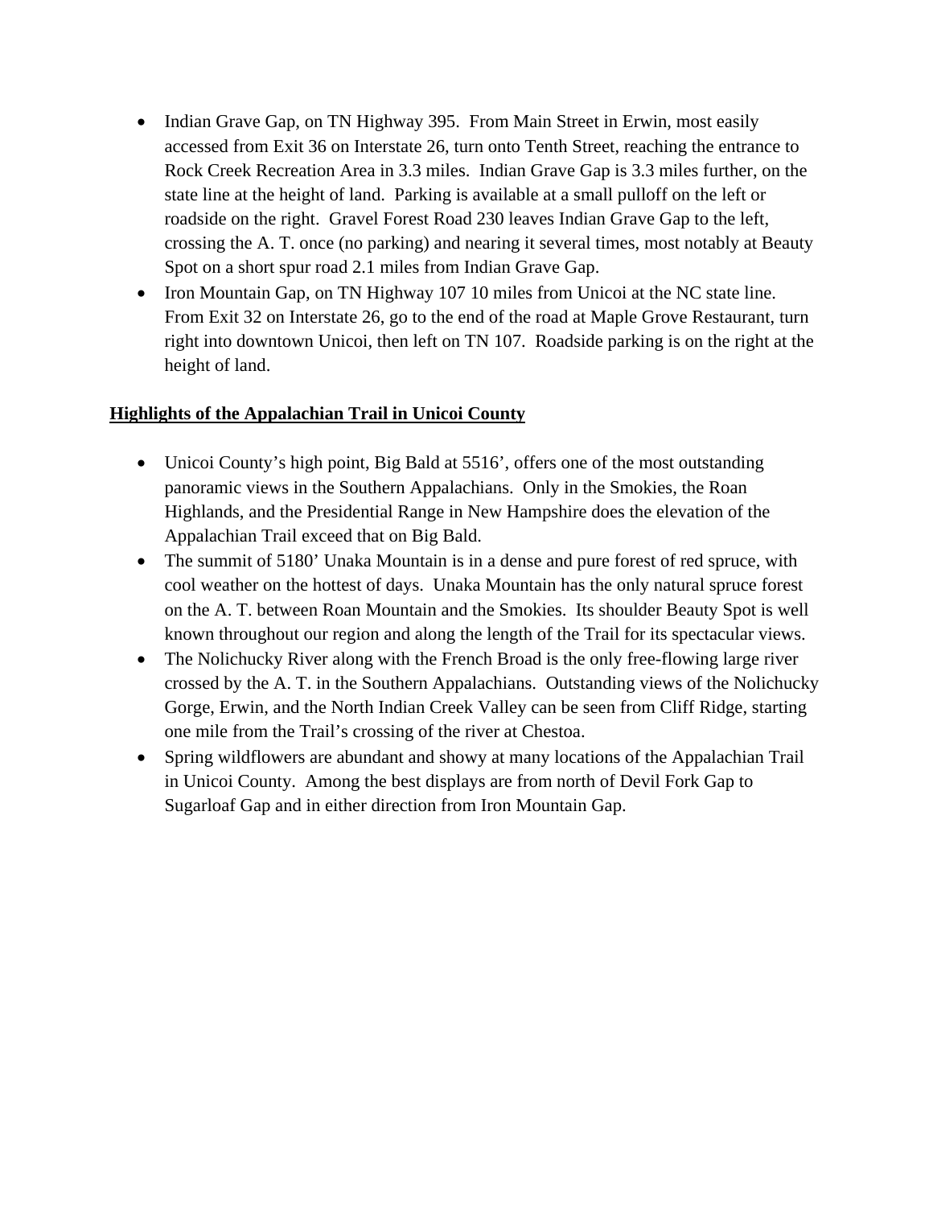- Indian Grave Gap, on TN Highway 395. From Main Street in Erwin, most easily accessed from Exit 36 on Interstate 26, turn onto Tenth Street, reaching the entrance to Rock Creek Recreation Area in 3.3 miles. Indian Grave Gap is 3.3 miles further, on the state line at the height of land. Parking is available at a small pulloff on the left or roadside on the right. Gravel Forest Road 230 leaves Indian Grave Gap to the left, crossing the A. T. once (no parking) and nearing it several times, most notably at Beauty Spot on a short spur road 2.1 miles from Indian Grave Gap.
- Iron Mountain Gap, on TN Highway 107 10 miles from Unicoi at the NC state line. From Exit 32 on Interstate 26, go to the end of the road at Maple Grove Restaurant, turn right into downtown Unicoi, then left on TN 107. Roadside parking is on the right at the height of land.

## Highlights of the Appalachian Trail in Unicoi County

- Unicoi County's high point, Big Bald at 5516', offers one of the most outstanding panoramic views in the Southern Appalachians. Only in the Smokies, the Roan Highlands, and the Presidential Range in New Hampshire does the elevation of the Appalachian Trail exceed that on Big Bald.
- The summit of 5180' Unaka Mountain is in a dense and pure forest of red spruce, with cool weather on the hottest of days. Unaka Mountain has the only natural spruce forest on the A. T. between Roan Mountain and the Smokies. Its shoulder Beauty Spot is well known throughout our region and along the length of the Trail for its spectacular views.
- The Nolichucky River along with the French Broad is the only free-flowing large river crossed by the A. T. in the Southern Appalachians. Outstanding views of the Nolichucky Gorge, Erwin, and the North Indian Creek Valley can be seen from Cliff Ridge, starting one mile from the Trail's crossing of the river at Chestoa.
- Spring wildflowers are abundant and showy at many locations of the Appalachian Trail in Unicoi County. Among the best displays are from north of Devil Fork Gap to Sugarloaf Gap and in either direction from Iron Mountain Gap.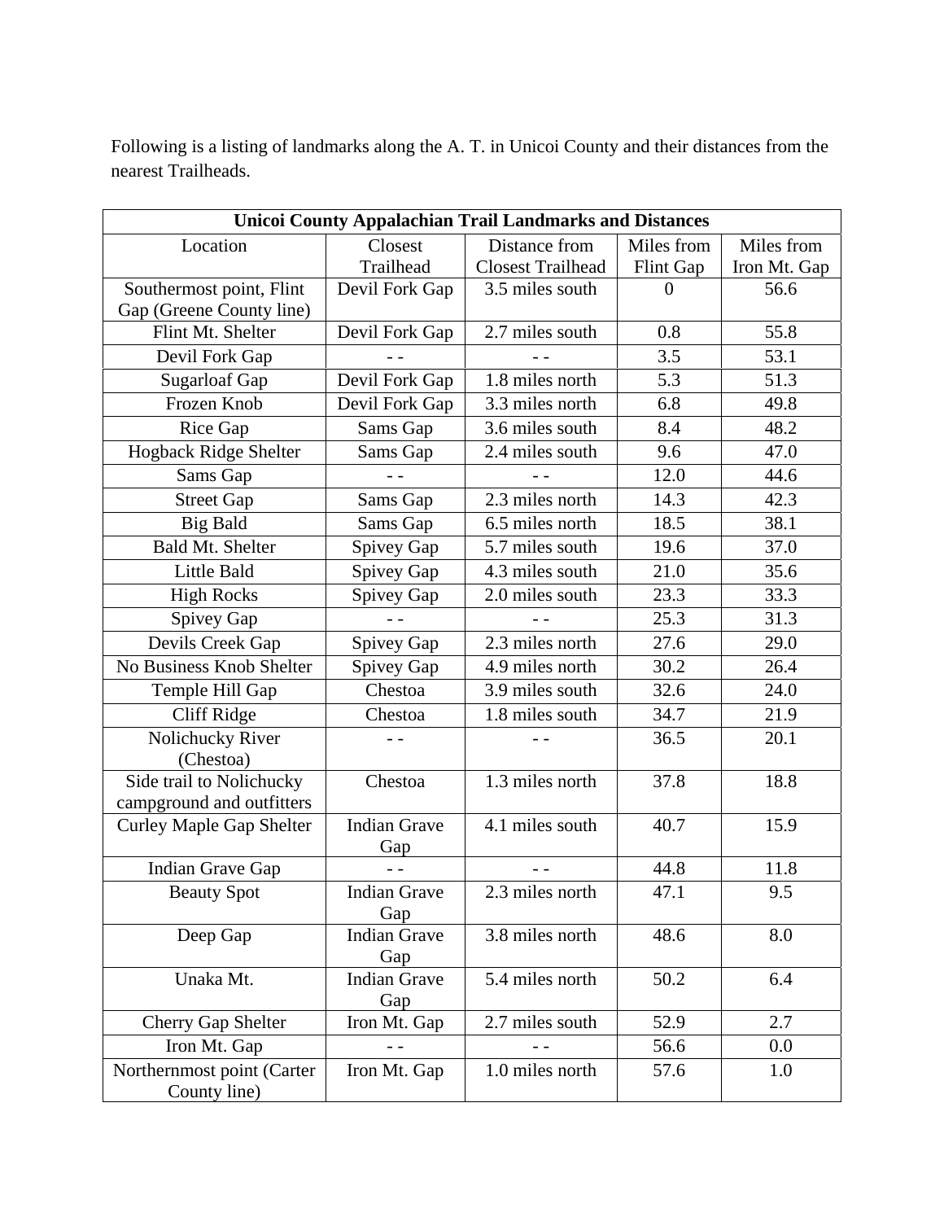Following is a listing of landmarks along the A. T. in Unicoi County and their distances from the nearest Trailheads.

| **Unicoi County Appalachian Trail Landmarks and Distances** | | | | |
|---|---|---|---|---|
| Location | Closest Trailhead | Distance from Closest Trailhead | Miles from Flint Gap | Miles from Iron Mt. Gap |
| Southermost point, Flint Gap (Greene County line) | Devil Fork Gap | 3.5 miles south | 0 | 56.6 |
| Flint Mt. Shelter | Devil Fork Gap | 2.7 miles south | 0.8 | 55.8 |
| Devil Fork Gap | - - | - - | 3.5 | 53.1 |
| Sugarloaf Gap | Devil Fork Gap | 1.8 miles north | 5.3 | 51.3 |
| Frozen Knob | Devil Fork Gap | 3.3 miles north | 6.8 | 49.8 |
| Rice Gap | Sams Gap | 3.6 miles south | 8.4 | 48.2 |
| Hogback Ridge Shelter | Sams Gap | 2.4 miles south | 9.6 | 47.0 |
| Sams Gap | - - | - - | 12.0 | 44.6 |
| Street Gap | Sams Gap | 2.3 miles north | 14.3 | 42.3 |
| Big Bald | Sams Gap | 6.5 miles north | 18.5 | 38.1 |
| Bald Mt. Shelter | Spivey Gap | 5.7 miles south | 19.6 | 37.0 |
| Little Bald | Spivey Gap | 4.3 miles south | 21.0 | 35.6 |
| High Rocks | Spivey Gap | 2.0 miles south | 23.3 | 33.3 |
| Spivey Gap | - - | - - | 25.3 | 31.3 |
| Devils Creek Gap | Spivey Gap | 2.3 miles north | 27.6 | 29.0 |
| No Business Knob Shelter | Spivey Gap | 4.9 miles north | 30.2 | 26.4 |
| Temple Hill Gap | Chestoa | 3.9 miles south | 32.6 | 24.0 |
| Cliff Ridge | Chestoa | 1.8 miles south | 34.7 | 21.9 |
| Nolichucky River (Chestoa) | - - | - - | 36.5 | 20.1 |
| Side trail to Nolichucky campground and outfitters | Chestoa | 1.3 miles north | 37.8 | 18.8 |
| Curley Maple Gap Shelter | Indian Grave Gap | 4.1 miles south | 40.7 | 15.9 |
| Indian Grave Gap | - - | - - | 44.8 | 11.8 |
| Beauty Spot | Indian Grave Gap | 2.3 miles north | 47.1 | 9.5 |
| Deep Gap | Indian Grave Gap | 3.8 miles north | 48.6 | 8.0 |
| Unaka Mt. | Indian Grave Gap | 5.4 miles north | 50.2 | 6.4 |
| Cherry Gap Shelter | Iron Mt. Gap | 2.7 miles south | 52.9 | 2.7 |
| Iron Mt. Gap | - - | - - | 56.6 | 0.0 |
| Northernmost point (Carter County line) | Iron Mt. Gap | 1.0 miles north | 57.6 | 1.0 |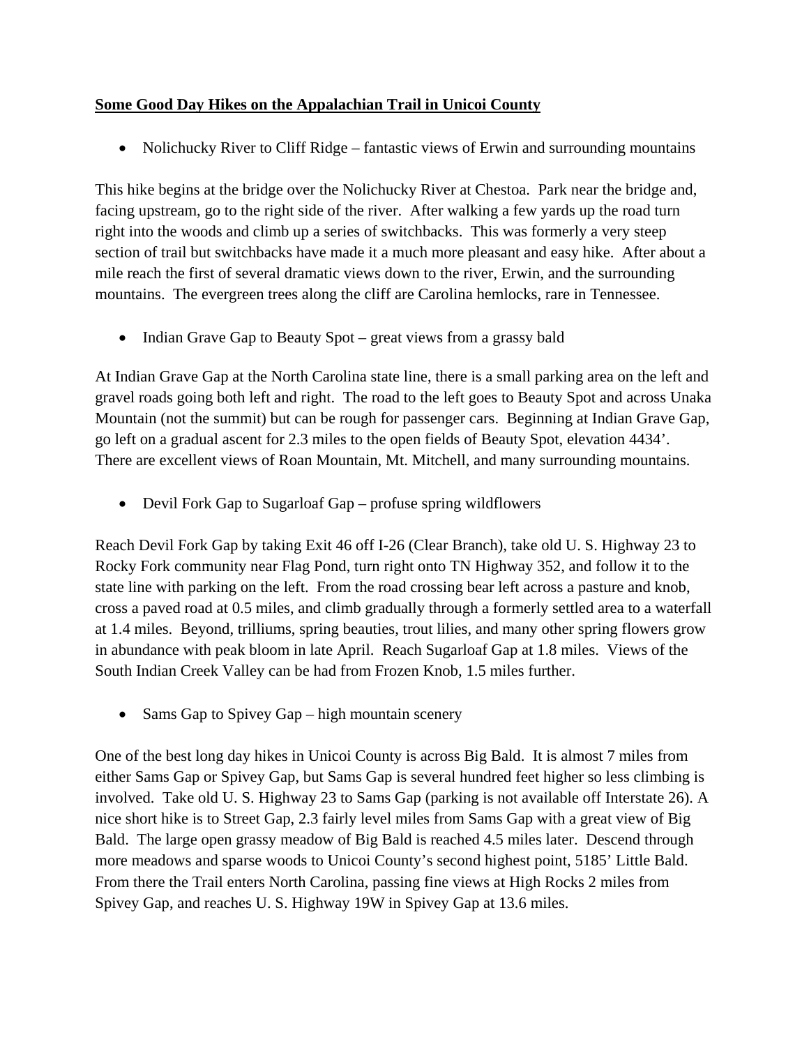**Some Good Day Hikes on the Appalachian Trail in Unicoi County**

- Nolichucky River to Cliff Ridge – fantastic views of Erwin and surrounding mountains

This hike begins at the bridge over the Nolichucky River at Chestoa. Park near the bridge and, facing upstream, go to the right side of the river. After walking a few yards up the road turn right into the woods and climb up a series of switchbacks. This was formerly a very steep section of trail but switchbacks have made it a much more pleasant and easy hike. After about a mile reach the first of several dramatic views down to the river, Erwin, and the surrounding mountains. The evergreen trees along the cliff are Carolina hemlocks, rare in Tennessee.

- Indian Grave Gap to Beauty Spot – great views from a grassy bald

At Indian Grave Gap at the North Carolina state line, there is a small parking area on the left and gravel roads going both left and right. The road to the left goes to Beauty Spot and across Unaka Mountain (not the summit) but can be rough for passenger cars. Beginning at Indian Grave Gap, go left on a gradual ascent for 2.3 miles to the open fields of Beauty Spot, elevation 4434'. There are excellent views of Roan Mountain, Mt. Mitchell, and many surrounding mountains.

- Devil Fork Gap to Sugarloaf Gap – profuse spring wildflowers

Reach Devil Fork Gap by taking Exit 46 off I-26 (Clear Branch), take old U. S. Highway 23 to Rocky Fork community near Flag Pond, turn right onto TN Highway 352, and follow it to the state line with parking on the left. From the road crossing bear left across a pasture and knob, cross a paved road at 0.5 miles, and climb gradually through a formerly settled area to a waterfall at 1.4 miles. Beyond, trilliums, spring beauties, trout lilies, and many other spring flowers grow in abundance with peak bloom in late April. Reach Sugarloaf Gap at 1.8 miles. Views of the South Indian Creek Valley can be had from Frozen Knob, 1.5 miles further.

- Sams Gap to Spivey Gap – high mountain scenery

One of the best long day hikes in Unicoi County is across Big Bald. It is almost 7 miles from either Sams Gap or Spivey Gap, but Sams Gap is several hundred feet higher so less climbing is involved. Take old U. S. Highway 23 to Sams Gap (parking is not available off Interstate 26). A nice short hike is to Street Gap, 2.3 fairly level miles from Sams Gap with a great view of Big Bald. The large open grassy meadow of Big Bald is reached 4.5 miles later. Descend through more meadows and sparse woods to Unicoi County's second highest point, 5185' Little Bald. From there the Trail enters North Carolina, passing fine views at High Rocks 2 miles from Spivey Gap, and reaches U. S. Highway 19W in Spivey Gap at 13.6 miles.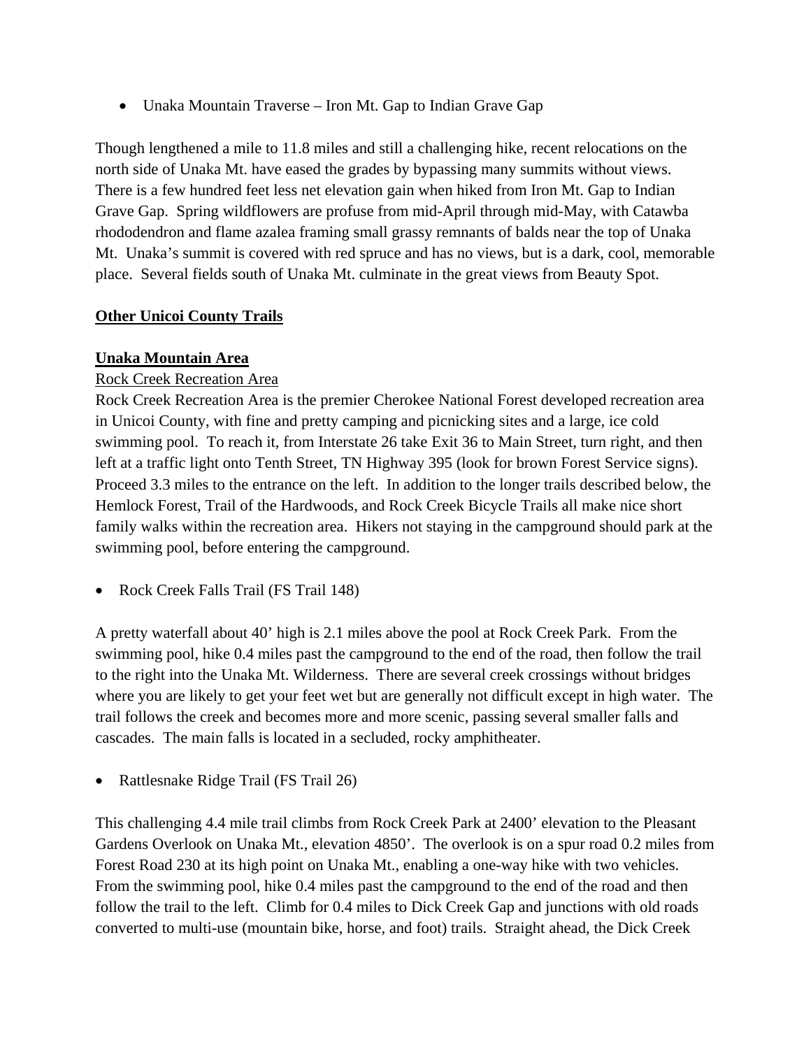- Unaka Mountain Traverse – Iron Mt. Gap to Indian Grave Gap

Though lengthened a mile to 11.8 miles and still a challenging hike, recent relocations on the north side of Unaka Mt. have eased the grades by bypassing many summits without views. There is a few hundred feet less net elevation gain when hiked from Iron Mt. Gap to Indian Grave Gap. Spring wildflowers are profuse from mid-April through mid-May, with Catawba rhododendron and flame azalea framing small grassy remnants of balds near the top of Unaka Mt. Unaka's summit is covered with red spruce and has no views, but is a dark, cool, memorable place. Several fields south of Unaka Mt. culminate in the great views from Beauty Spot.

## <u>Other Unicoi County Trails</u>

### <u>Unaka Mountain Area</u>

<u>Rock Creek Recreation Area</u>

Rock Creek Recreation Area is the premier Cherokee National Forest developed recreation area in Unicoi County, with fine and pretty camping and picnicking sites and a large, ice cold swimming pool. To reach it, from Interstate 26 take Exit 36 to Main Street, turn right, and then left at a traffic light onto Tenth Street, TN Highway 395 (look for brown Forest Service signs). Proceed 3.3 miles to the entrance on the left. In addition to the longer trails described below, the Hemlock Forest, Trail of the Hardwoods, and Rock Creek Bicycle Trails all make nice short family walks within the recreation area. Hikers not staying in the campground should park at the swimming pool, before entering the campground.

- Rock Creek Falls Trail (FS Trail 148)

A pretty waterfall about 40' high is 2.1 miles above the pool at Rock Creek Park. From the swimming pool, hike 0.4 miles past the campground to the end of the road, then follow the trail to the right into the Unaka Mt. Wilderness. There are several creek crossings without bridges where you are likely to get your feet wet but are generally not difficult except in high water. The trail follows the creek and becomes more and more scenic, passing several smaller falls and cascades. The main falls is located in a secluded, rocky amphitheater.

- Rattlesnake Ridge Trail (FS Trail 26)

This challenging 4.4 mile trail climbs from Rock Creek Park at 2400' elevation to the Pleasant Gardens Overlook on Unaka Mt., elevation 4850'. The overlook is on a spur road 0.2 miles from Forest Road 230 at its high point on Unaka Mt., enabling a one-way hike with two vehicles. From the swimming pool, hike 0.4 miles past the campground to the end of the road and then follow the trail to the left. Climb for 0.4 miles to Dick Creek Gap and junctions with old roads converted to multi-use (mountain bike, horse, and foot) trails. Straight ahead, the Dick Creek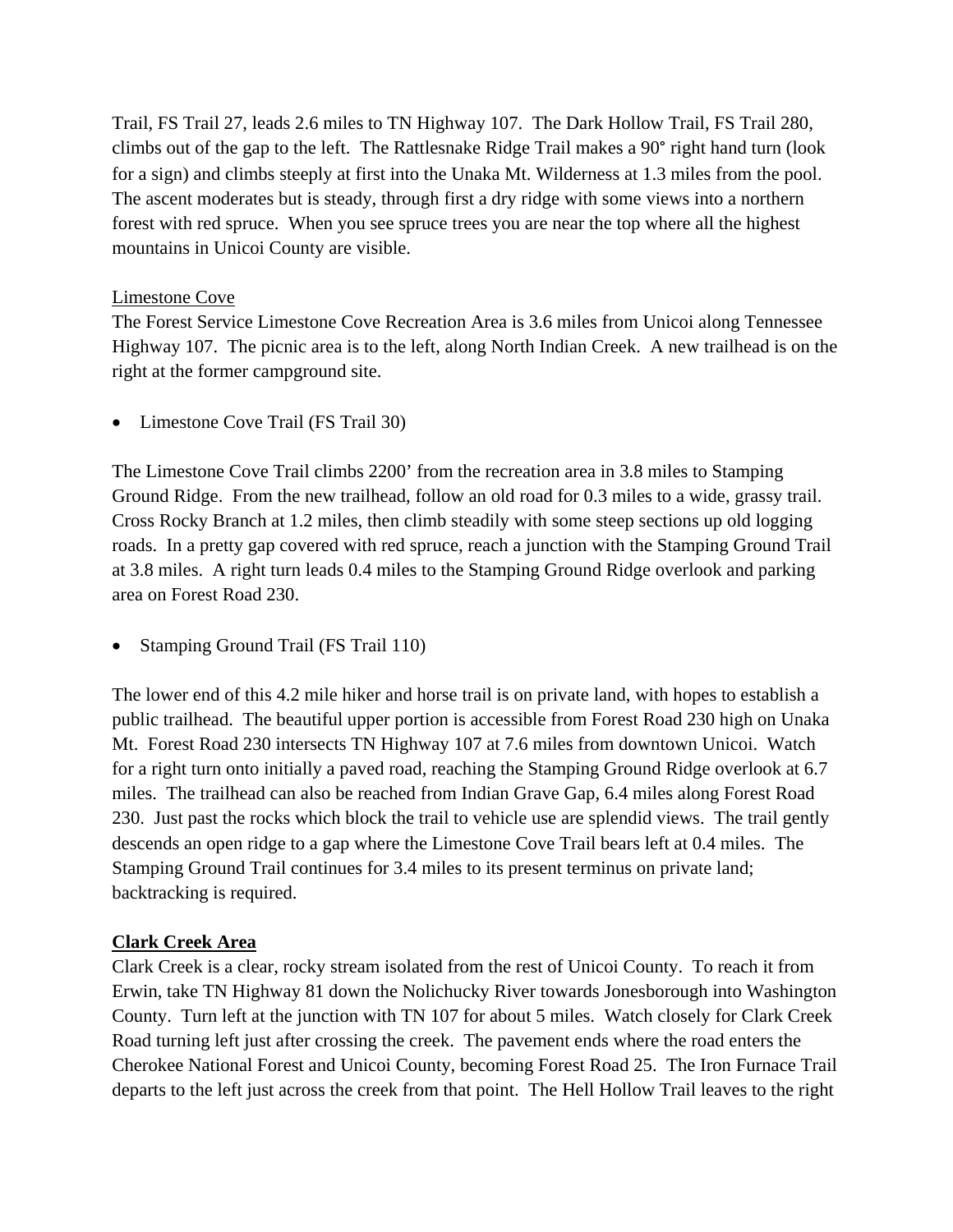Trail, FS Trail 27, leads 2.6 miles to TN Highway 107. The Dark Hollow Trail, FS Trail 280, climbs out of the gap to the left. The Rattlesnake Ridge Trail makes a 90° right hand turn (look for a sign) and climbs steeply at first into the Unaka Mt. Wilderness at 1.3 miles from the pool. The ascent moderates but is steady, through first a dry ridge with some views into a northern forest with red spruce. When you see spruce trees you are near the top where all the highest mountains in Unicoi County are visible.

Limestone Cove

The Forest Service Limestone Cove Recreation Area is 3.6 miles from Unicoi along Tennessee Highway 107. The picnic area is to the left, along North Indian Creek. A new trailhead is on the right at the former campground site.

- Limestone Cove Trail (FS Trail 30)

The Limestone Cove Trail climbs 2200' from the recreation area in 3.8 miles to Stamping Ground Ridge. From the new trailhead, follow an old road for 0.3 miles to a wide, grassy trail. Cross Rocky Branch at 1.2 miles, then climb steadily with some steep sections up old logging roads. In a pretty gap covered with red spruce, reach a junction with the Stamping Ground Trail at 3.8 miles. A right turn leads 0.4 miles to the Stamping Ground Ridge overlook and parking area on Forest Road 230.

- Stamping Ground Trail (FS Trail 110)

The lower end of this 4.2 mile hiker and horse trail is on private land, with hopes to establish a public trailhead. The beautiful upper portion is accessible from Forest Road 230 high on Unaka Mt. Forest Road 230 intersects TN Highway 107 at 7.6 miles from downtown Unicoi. Watch for a right turn onto initially a paved road, reaching the Stamping Ground Ridge overlook at 6.7 miles. The trailhead can also be reached from Indian Grave Gap, 6.4 miles along Forest Road 230. Just past the rocks which block the trail to vehicle use are splendid views. The trail gently descends an open ridge to a gap where the Limestone Cove Trail bears left at 0.4 miles. The Stamping Ground Trail continues for 3.4 miles to its present terminus on private land; backtracking is required.

**Clark Creek Area**

Clark Creek is a clear, rocky stream isolated from the rest of Unicoi County. To reach it from Erwin, take TN Highway 81 down the Nolichucky River towards Jonesborough into Washington County. Turn left at the junction with TN 107 for about 5 miles. Watch closely for Clark Creek Road turning left just after crossing the creek. The pavement ends where the road enters the Cherokee National Forest and Unicoi County, becoming Forest Road 25. The Iron Furnace Trail departs to the left just across the creek from that point. The Hell Hollow Trail leaves to the right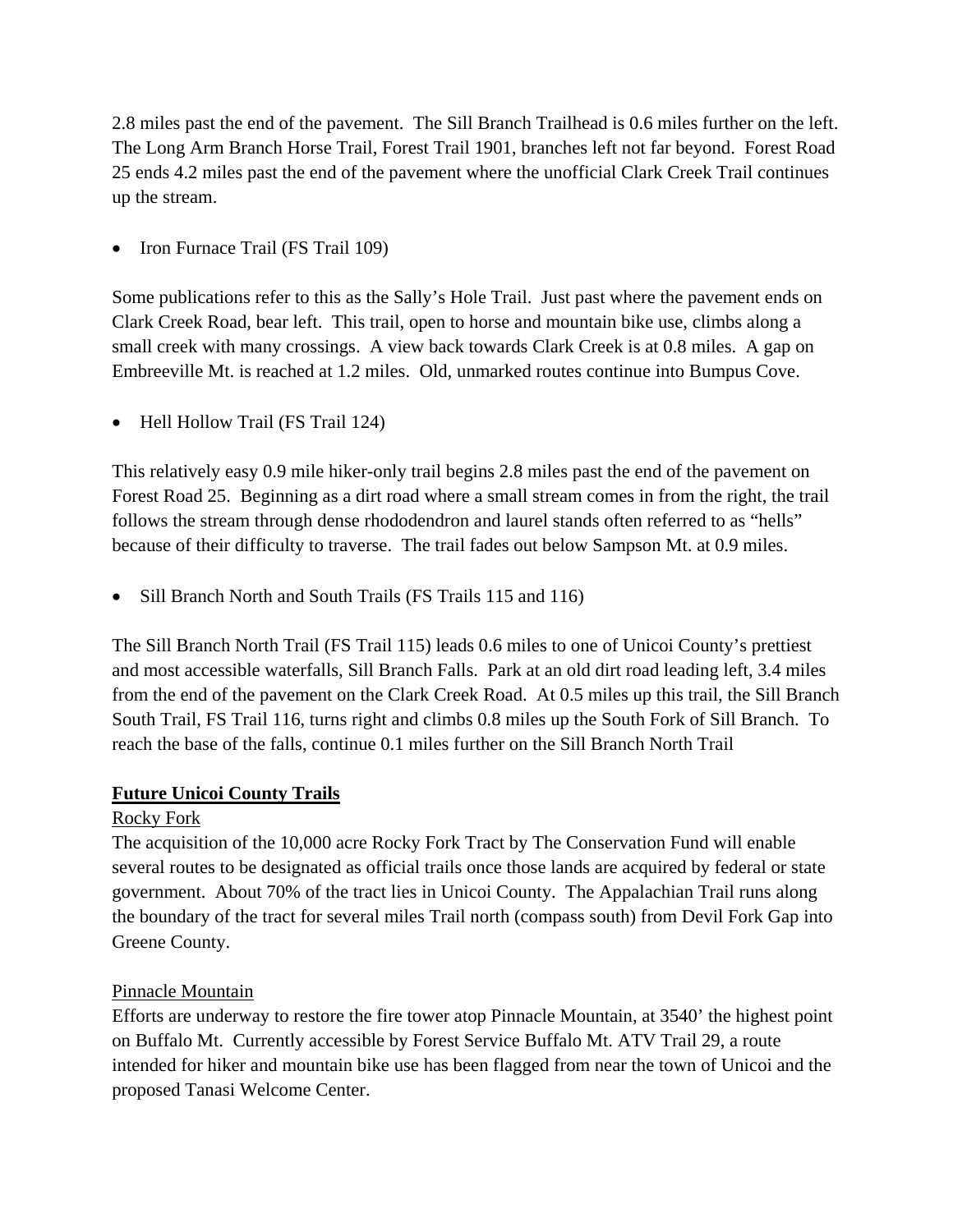2.8 miles past the end of the pavement. The Sill Branch Trailhead is 0.6 miles further on the left. The Long Arm Branch Horse Trail, Forest Trail 1901, branches left not far beyond. Forest Road 25 ends 4.2 miles past the end of the pavement where the unofficial Clark Creek Trail continues up the stream.

- Iron Furnace Trail (FS Trail 109)

Some publications refer to this as the Sally's Hole Trail. Just past where the pavement ends on Clark Creek Road, bear left. This trail, open to horse and mountain bike use, climbs along a small creek with many crossings. A view back towards Clark Creek is at 0.8 miles. A gap on Embreeville Mt. is reached at 1.2 miles. Old, unmarked routes continue into Bumpus Cove.

- Hell Hollow Trail (FS Trail 124)

This relatively easy 0.9 mile hiker-only trail begins 2.8 miles past the end of the pavement on Forest Road 25. Beginning as a dirt road where a small stream comes in from the right, the trail follows the stream through dense rhododendron and laurel stands often referred to as "hells" because of their difficulty to traverse. The trail fades out below Sampson Mt. at 0.9 miles.

- Sill Branch North and South Trails (FS Trails 115 and 116)

The Sill Branch North Trail (FS Trail 115) leads 0.6 miles to one of Unicoi County's prettiest and most accessible waterfalls, Sill Branch Falls. Park at an old dirt road leading left, 3.4 miles from the end of the pavement on the Clark Creek Road. At 0.5 miles up this trail, the Sill Branch South Trail, FS Trail 116, turns right and climbs 0.8 miles up the South Fork of Sill Branch. To reach the base of the falls, continue 0.1 miles further on the Sill Branch North Trail

## Future Unicoi County Trails

### Rocky Fork

The acquisition of the 10,000 acre Rocky Fork Tract by The Conservation Fund will enable several routes to be designated as official trails once those lands are acquired by federal or state government. About 70% of the tract lies in Unicoi County. The Appalachian Trail runs along the boundary of the tract for several miles Trail north (compass south) from Devil Fork Gap into Greene County.

### Pinnacle Mountain

Efforts are underway to restore the fire tower atop Pinnacle Mountain, at 3540' the highest point on Buffalo Mt. Currently accessible by Forest Service Buffalo Mt. ATV Trail 29, a route intended for hiker and mountain bike use has been flagged from near the town of Unicoi and the proposed Tanasi Welcome Center.